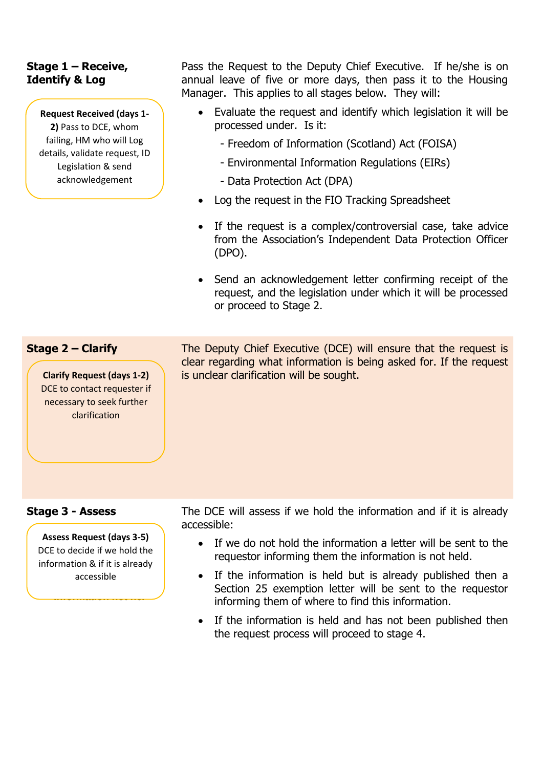## Stage 1 – Receive, Identify & Log

**Request Received (days 1-2)** Pass to DCE, whom failing, HM who will Log details, validate request, ID Legislation & send acknowledgement

Pass the Request to the Deputy Chief Executive. If he/she is on annual leave of five or more days, then pass it to the Housing Manager. This applies to all stages below. They will:

- Evaluate the request and identify which legislation it will be processed under. Is it:
  - Freedom of Information (Scotland) Act (FOISA)
  - Environmental Information Regulations (EIRs)
  - Data Protection Act (DPA)
- Log the request in the FIO Tracking Spreadsheet
- If the request is a complex/controversial case, take advice from the Association's Independent Data Protection Officer (DPO).
- Send an acknowledgement letter confirming receipt of the request, and the legislation under which it will be processed or proceed to Stage 2.

## Stage 2 – Clarify

**Clarify Request (days 1-2)** DCE to contact requester if necessary to seek further clarification

The Deputy Chief Executive (DCE) will ensure that the request is clear regarding what information is being asked for. If the request is unclear clarification will be sought.

## Stage 3 - Assess

**Assess Request (days 3-5)** DCE to decide if we hold the information & if it is already accessible

The DCE will assess if we hold the information and if it is already accessible:

- If we do not hold the information a letter will be sent to the requestor informing them the information is not held.
- If the information is held but is already published then a Section 25 exemption letter will be sent to the requestor informing them of where to find this information.
- If the information is held and has not been published then the request process will proceed to stage 4.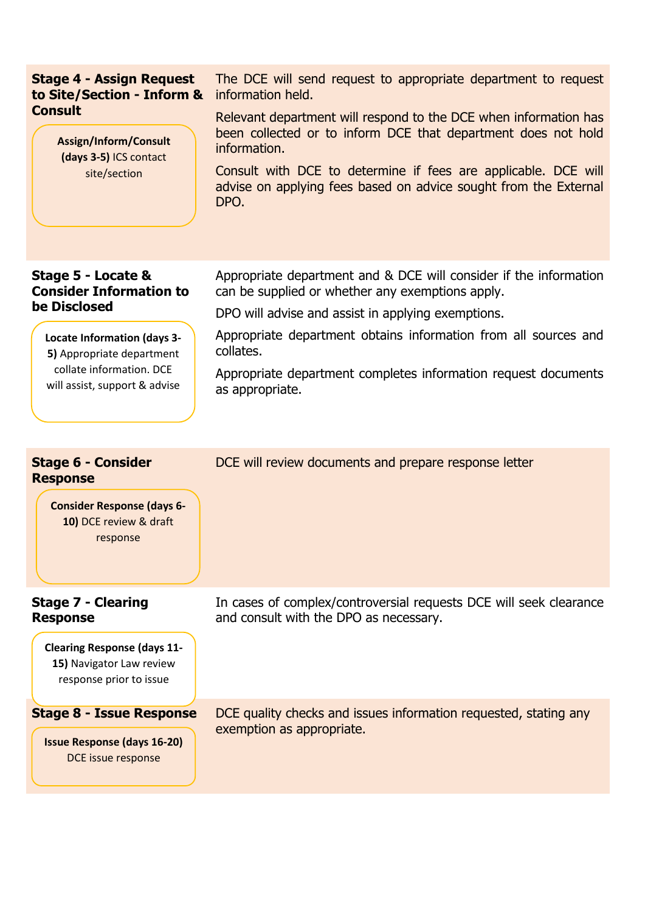### Stage 4 - Assign Request to Site/Section - Inform & Consult

**Assign/Inform/Consult (days 3-5)** ICS contact site/section

The DCE will send request to appropriate department to request information held.

Relevant department will respond to the DCE when information has been collected or to inform DCE that department does not hold information.

Consult with DCE to determine if fees are applicable. DCE will advise on applying fees based on advice sought from the External DPO.

### Stage 5 - Locate & Consider Information to be Disclosed

**Locate Information (days 3-5)** Appropriate department collate information. DCE will assist, support & advise

Appropriate department and & DCE will consider if the information can be supplied or whether any exemptions apply.

DPO will advise and assist in applying exemptions.

Appropriate department obtains information from all sources and collates.

Appropriate department completes information request documents as appropriate.

### Stage 6 - Consider Response

**Consider Response (days 6-10)** DCE review & draft response

DCE will review documents and prepare response letter

### Stage 7 - Clearing Response

**Clearing Response (days 11-15)** Navigator Law review response prior to issue

In cases of complex/controversial requests DCE will seek clearance and consult with the DPO as necessary.

### Stage 8 - Issue Response

**Issue Response (days 16-20)** DCE issue response

DCE quality checks and issues information requested, stating any exemption as appropriate.